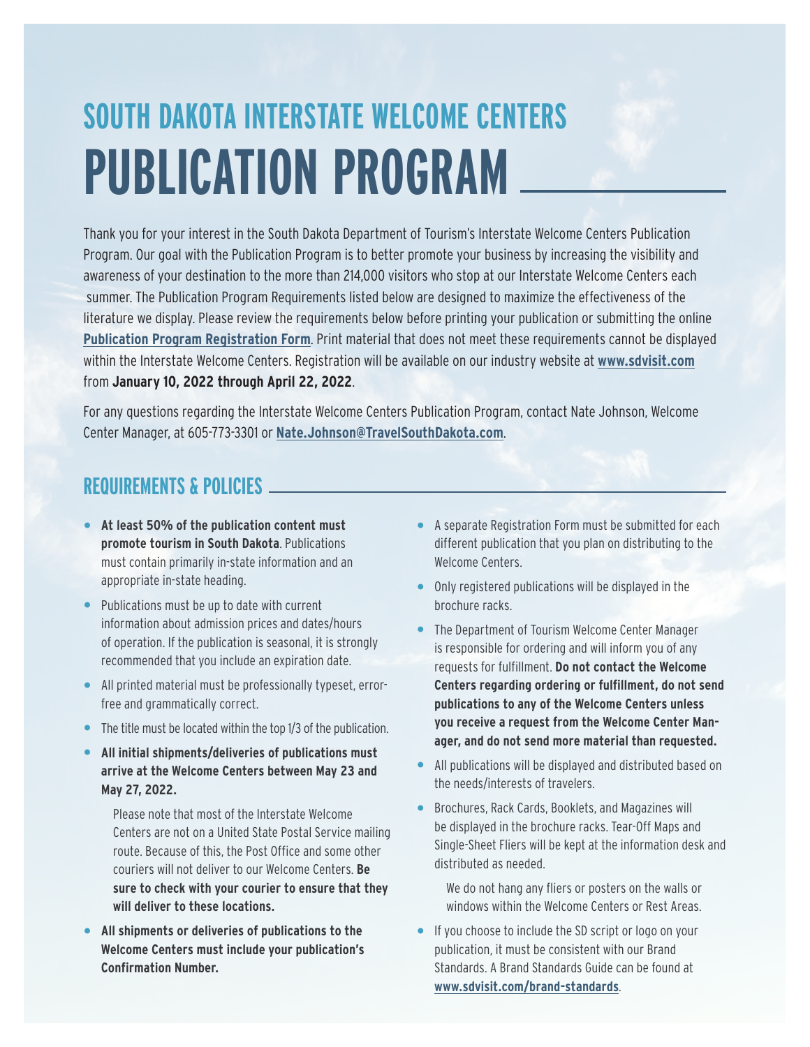# SOUTH DAKOTA INTERSTATE WELCOME CENTERS

# PUBLICATION PROGRAM

Thank you for your interest in the South Dakota Department of Tourism's Interstate Welcome Centers Publication Program. Our goal with the Publication Program is to better promote your business by increasing the visibility and awareness of your destination to the more than 214,000 visitors who stop at our Interstate Welcome Centers each summer. The Publication Program Requirements listed below are designed to maximize the effectiveness of the literature we display. Please review the requirements below before printing your publication or submitting the online **Publication Program Registration Form**. Print material that does not meet these requirements cannot be displayed within the Interstate Welcome Centers. Registration will be available on our industry website at **www.sdvisit.com** from **January 10, 2022 through April 22, 2022**.

For any questions regarding the Interstate Welcome Centers Publication Program, contact Nate Johnson, Welcome Center Manager, at 605-773-3301 or **Nate.Johnson@TravelSouthDakota.com**.

## REQUIREMENTS & POLICIES

- **At least 50% of the publication content must promote tourism in South Dakota**. Publications must contain primarily in-state information and an appropriate in-state heading.
- Publications must be up to date with current information about admission prices and dates/hours of operation. If the publication is seasonal, it is strongly recommended that you include an expiration date.
- All printed material must be professionally typeset, error-free and grammatically correct.
- The title must be located within the top 1/3 of the publication.
- **All initial shipments/deliveries of publications must arrive at the Welcome Centers between May 23 and May 27, 2022.**

  Please note that most of the Interstate Welcome Centers are not on a United State Postal Service mailing route. Because of this, the Post Office and some other couriers will not deliver to our Welcome Centers. **Be sure to check with your courier to ensure that they will deliver to these locations.**
- **All shipments or deliveries of publications to the Welcome Centers must include your publication's Confirmation Number.**
- A separate Registration Form must be submitted for each different publication that you plan on distributing to the Welcome Centers.
- Only registered publications will be displayed in the brochure racks.
- The Department of Tourism Welcome Center Manager is responsible for ordering and will inform you of any requests for fulfillment. **Do not contact the Welcome Centers regarding ordering or fulfillment, do not send publications to any of the Welcome Centers unless you receive a request from the Welcome Center Manager, and do not send more material than requested.**
- All publications will be displayed and distributed based on the needs/interests of travelers.
- Brochures, Rack Cards, Booklets, and Magazines will be displayed in the brochure racks. Tear-Off Maps and Single-Sheet Fliers will be kept at the information desk and distributed as needed.

  We do not hang any fliers or posters on the walls or windows within the Welcome Centers or Rest Areas.
- If you choose to include the SD script or logo on your publication, it must be consistent with our Brand Standards. A Brand Standards Guide can be found at **www.sdvisit.com/brand-standards**.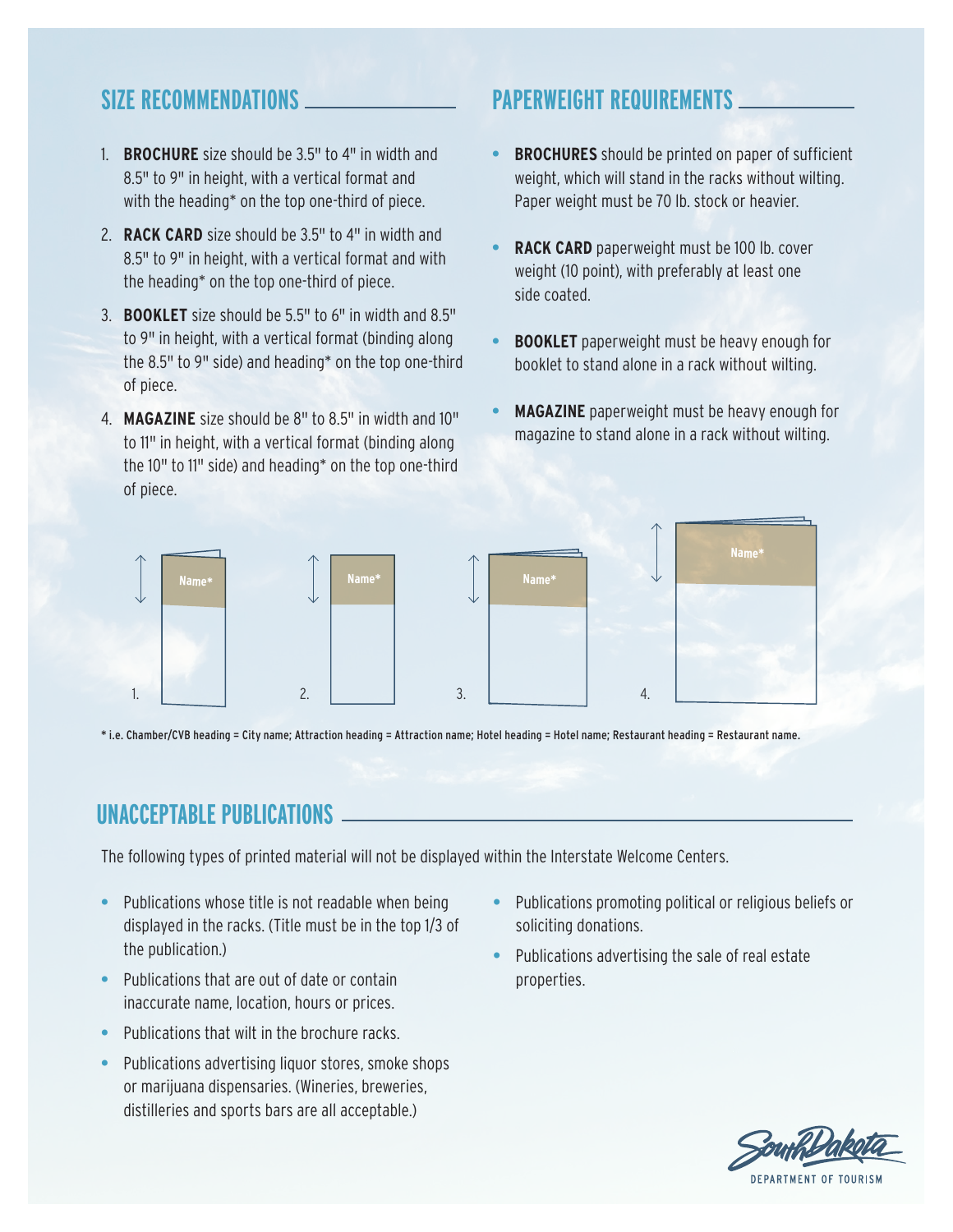## SIZE RECOMMENDATIONS

1. **BROCHURE** size should be 3.5" to 4" in width and 8.5" to 9" in height, with a vertical format and with the heading* on the top one-third of piece.
2. **RACK CARD** size should be 3.5" to 4" in width and 8.5" to 9" in height, with a vertical format and with the heading* on the top one-third of piece.
3. **BOOKLET** size should be 5.5" to 6" in width and 8.5" to 9" in height, with a vertical format (binding along the 8.5" to 9" side) and heading* on the top one-third of piece.
4. **MAGAZINE** size should be 8" to 8.5" in width and 10" to 11" in height, with a vertical format (binding along the 10" to 11" side) and heading* on the top one-third of piece.

## PAPERWEIGHT REQUIREMENTS

- **BROCHURES** should be printed on paper of sufficient weight, which will stand in the racks without wilting. Paper weight must be 70 lb. stock or heavier.
- **RACK CARD** paperweight must be 100 lb. cover weight (10 point), with preferably at least one side coated.
- **BOOKLET** paperweight must be heavy enough for booklet to stand alone in a rack without wilting.
- **MAGAZINE** paperweight must be heavy enough for magazine to stand alone in a rack without wilting.

1. Name*

2. Name*

3. Name*

4. Name*

* i.e. Chamber/CVB heading = City name; Attraction heading = Attraction name; Hotel heading = Hotel name; Restaurant heading = Restaurant name.

## UNACCEPTABLE PUBLICATIONS

The following types of printed material will not be displayed within the Interstate Welcome Centers.

- Publications whose title is not readable when being displayed in the racks. (Title must be in the top 1/3 of the publication.)
- Publications that are out of date or contain inaccurate name, location, hours or prices.
- Publications that wilt in the brochure racks.
- Publications advertising liquor stores, smoke shops or marijuana dispensaries. (Wineries, breweries, distilleries and sports bars are all acceptable.)
- Publications promoting political or religious beliefs or soliciting donations.
- Publications advertising the sale of real estate properties.

South Dakota
DEPARTMENT OF TOURISM